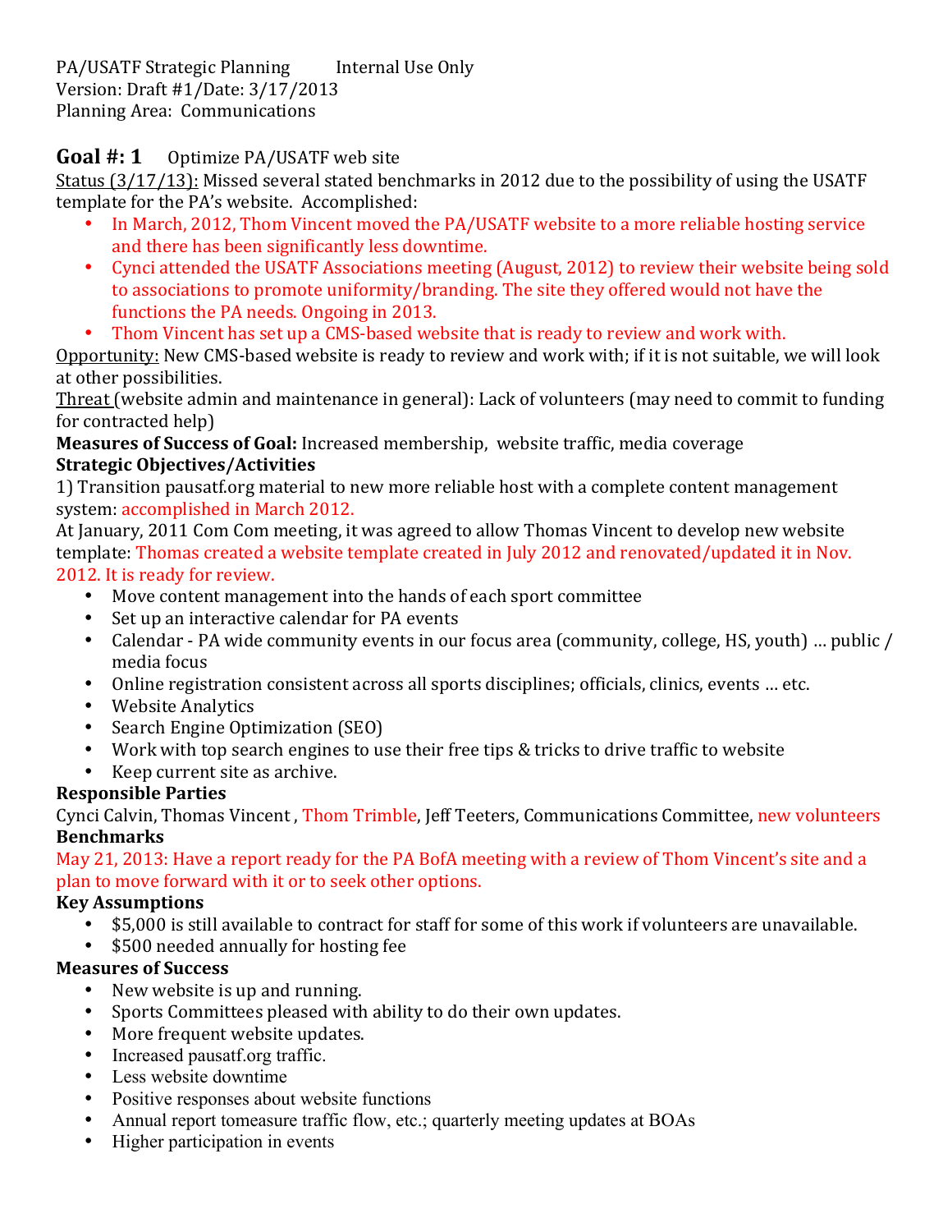PA/USATF Strategic Planning Internal Use Only
Version: Draft #1/Date: 3/17/2013
Planning Area: Communications

## Goal #: 1 Optimize PA/USATF web site

Status (3/17/13): Missed several stated benchmarks in 2012 due to the possibility of using the USATF template for the PA's website. Accomplished:

- In March, 2012, Thom Vincent moved the PA/USATF website to a more reliable hosting service and there has been significantly less downtime.
- Cynci attended the USATF Associations meeting (August, 2012) to review their website being sold to associations to promote uniformity/branding. The site they offered would not have the functions the PA needs. Ongoing in 2013.
- Thom Vincent has set up a CMS-based website that is ready to review and work with.

Opportunity: New CMS-based website is ready to review and work with; if it is not suitable, we will look at other possibilities.

Threat (website admin and maintenance in general): Lack of volunteers (may need to commit to funding for contracted help)

**Measures of Success of Goal:** Increased membership, website traffic, media coverage

**Strategic Objectives/Activities**

1) Transition pausatf.org material to new more reliable host with a complete content management system: accomplished in March 2012.

At January, 2011 Com Com meeting, it was agreed to allow Thomas Vincent to develop new website template: Thomas created a website template created in July 2012 and renovated/updated it in Nov. 2012. It is ready for review.

- Move content management into the hands of each sport committee
- Set up an interactive calendar for PA events
- Calendar - PA wide community events in our focus area (community, college, HS, youth) … public / media focus
- Online registration consistent across all sports disciplines; officials, clinics, events … etc.
- Website Analytics
- Search Engine Optimization (SEO)
- Work with top search engines to use their free tips & tricks to drive traffic to website
- Keep current site as archive.

**Responsible Parties**

Cynci Calvin, Thomas Vincent , Thom Trimble, Jeff Teeters, Communications Committee, new volunteers

**Benchmarks**

May 21, 2013: Have a report ready for the PA BofA meeting with a review of Thom Vincent's site and a plan to move forward with it or to seek other options.

**Key Assumptions**

- $5,000 is still available to contract for staff for some of this work if volunteers are unavailable.
- $500 needed annually for hosting fee

**Measures of Success**

- New website is up and running.
- Sports Committees pleased with ability to do their own updates.
- More frequent website updates.
- Increased pausatf.org traffic.
- Less website downtime
- Positive responses about website functions
- Annual report tomeasure traffic flow, etc.; quarterly meeting updates at BOAs
- Higher participation in events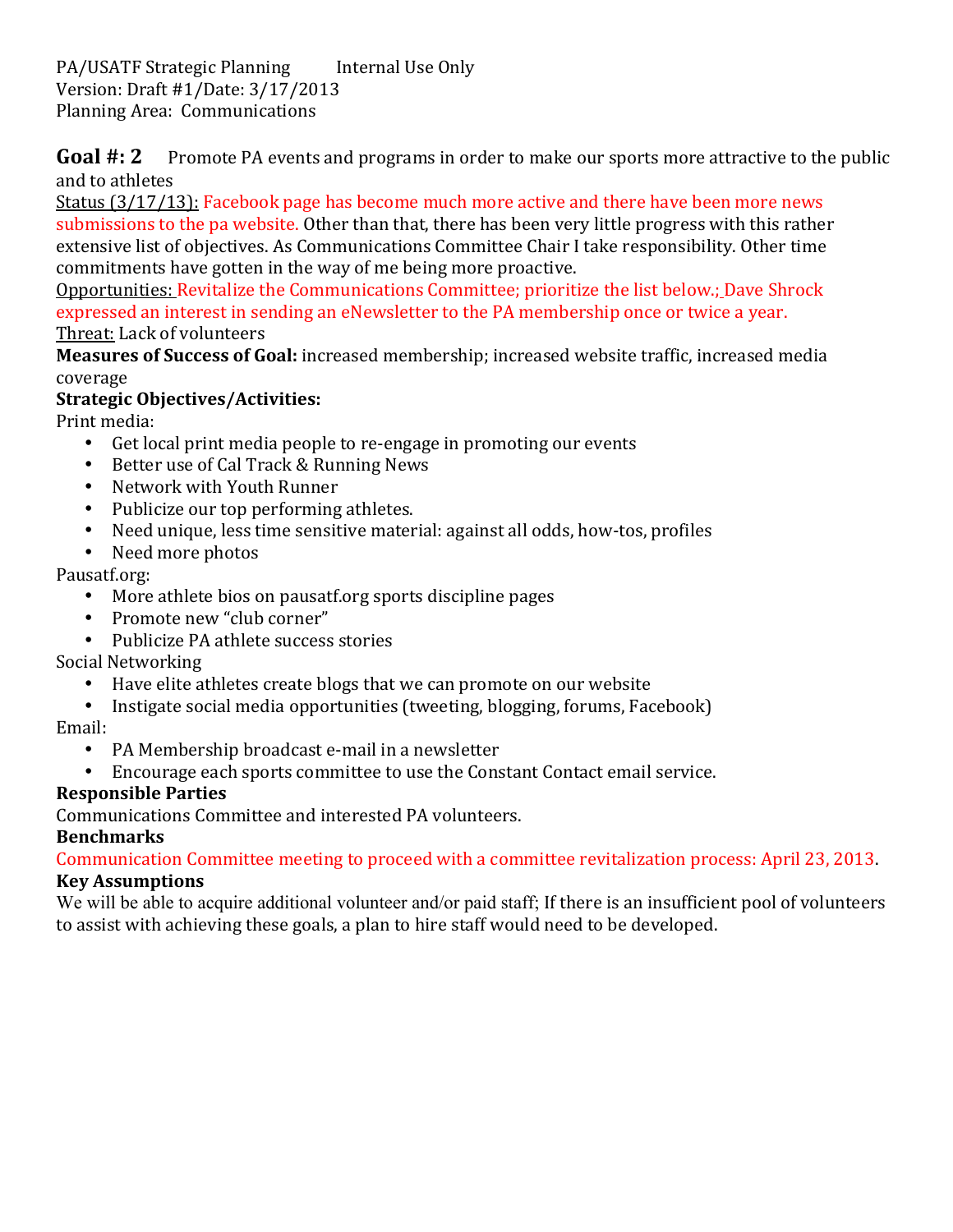PA/USATF Strategic Planning Internal Use Only
Version: Draft #1/Date: 3/17/2013
Planning Area: Communications

**Goal #: 2** Promote PA events and programs in order to make our sports more attractive to the public and to athletes

Status (3/17/13): Facebook page has become much more active and there have been more news submissions to the pa website. Other than that, there has been very little progress with this rather extensive list of objectives. As Communications Committee Chair I take responsibility. Other time commitments have gotten in the way of me being more proactive.

Opportunities: Revitalize the Communications Committee; prioritize the list below.; Dave Shrock expressed an interest in sending an eNewsletter to the PA membership once or twice a year.

Threat: Lack of volunteers

**Measures of Success of Goal:** increased membership; increased website traffic, increased media coverage

**Strategic Objectives/Activities:**

Print media:

- Get local print media people to re-engage in promoting our events
- Better use of Cal Track & Running News
- Network with Youth Runner
- Publicize our top performing athletes.
- Need unique, less time sensitive material: against all odds, how-tos, profiles
- Need more photos

Pausatf.org:

- More athlete bios on pausatf.org sports discipline pages
- Promote new "club corner"
- Publicize PA athlete success stories

Social Networking

- Have elite athletes create blogs that we can promote on our website
- Instigate social media opportunities (tweeting, blogging, forums, Facebook)

Email:

- PA Membership broadcast e-mail in a newsletter
- Encourage each sports committee to use the Constant Contact email service.

**Responsible Parties**

Communications Committee and interested PA volunteers.

**Benchmarks**

Communication Committee meeting to proceed with a committee revitalization process: April 23, 2013.

**Key Assumptions**

We will be able to acquire additional volunteer and/or paid staff; If there is an insufficient pool of volunteers to assist with achieving these goals, a plan to hire staff would need to be developed.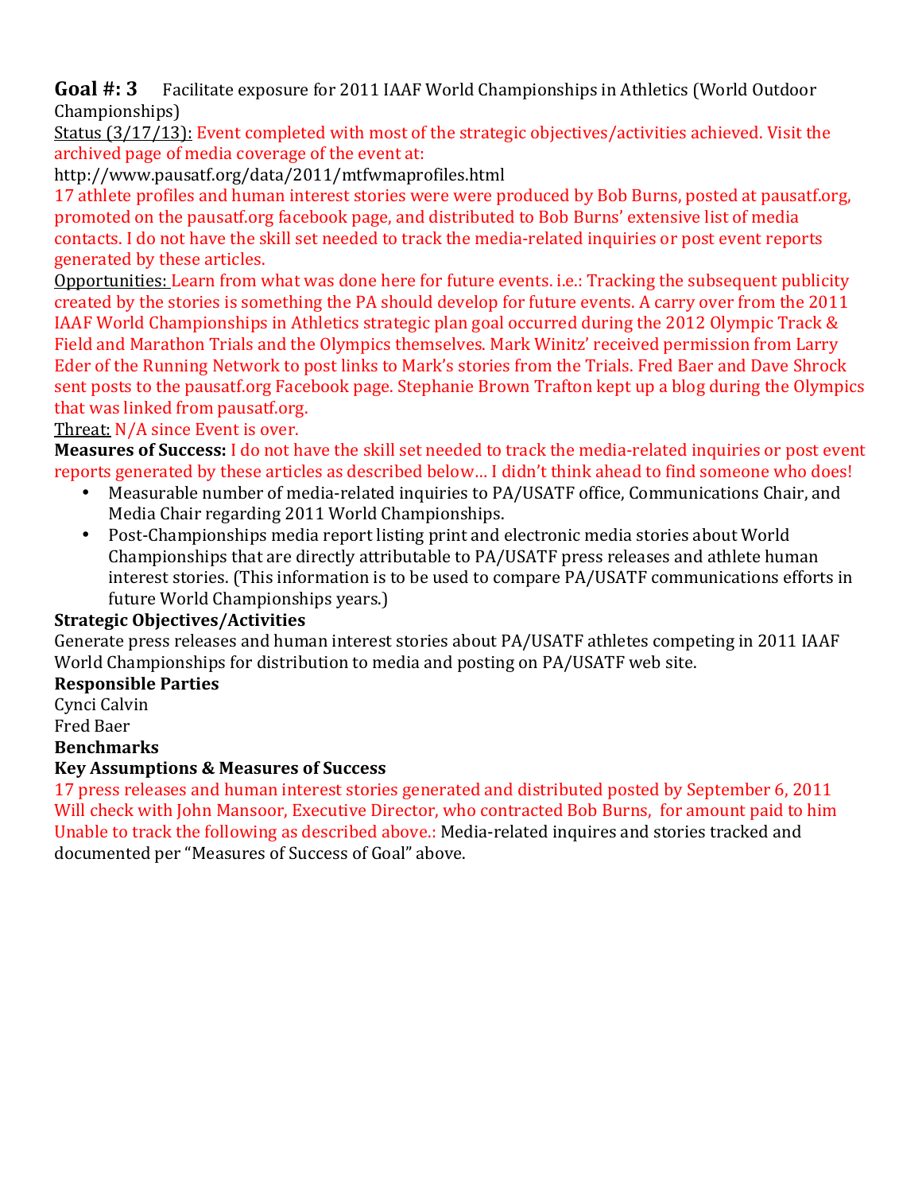**Goal #: 3** Facilitate exposure for 2011 IAAF World Championships in Athletics (World Outdoor Championships)

Status (3/17/13): Event completed with most of the strategic objectives/activities achieved. Visit the archived page of media coverage of the event at:

http://www.pausatf.org/data/2011/mtfwmaprofiles.html

17 athlete profiles and human interest stories were were produced by Bob Burns, posted at pausatf.org, promoted on the pausatf.org facebook page, and distributed to Bob Burns' extensive list of media contacts. I do not have the skill set needed to track the media-related inquiries or post event reports generated by these articles.

Opportunities: Learn from what was done here for future events. i.e.: Tracking the subsequent publicity created by the stories is something the PA should develop for future events. A carry over from the 2011 IAAF World Championships in Athletics strategic plan goal occurred during the 2012 Olympic Track & Field and Marathon Trials and the Olympics themselves. Mark Winitz' received permission from Larry Eder of the Running Network to post links to Mark's stories from the Trials. Fred Baer and Dave Shrock sent posts to the pausatf.org Facebook page. Stephanie Brown Trafton kept up a blog during the Olympics that was linked from pausatf.org.

Threat: N/A since Event is over.

**Measures of Success:** I do not have the skill set needed to track the media-related inquiries or post event reports generated by these articles as described below… I didn't think ahead to find someone who does!

- Measurable number of media-related inquiries to PA/USATF office, Communications Chair, and Media Chair regarding 2011 World Championships.
- Post-Championships media report listing print and electronic media stories about World Championships that are directly attributable to PA/USATF press releases and athlete human interest stories. (This information is to be used to compare PA/USATF communications efforts in future World Championships years.)

**Strategic Objectives/Activities**

Generate press releases and human interest stories about PA/USATF athletes competing in 2011 IAAF World Championships for distribution to media and posting on PA/USATF web site.

**Responsible Parties**

Cynci Calvin
Fred Baer

**Benchmarks**

**Key Assumptions & Measures of Success**

17 press releases and human interest stories generated and distributed posted by September 6, 2011
Will check with John Mansoor, Executive Director, who contracted Bob Burns, for amount paid to him
Unable to track the following as described above.: Media-related inquires and stories tracked and documented per "Measures of Success of Goal" above.